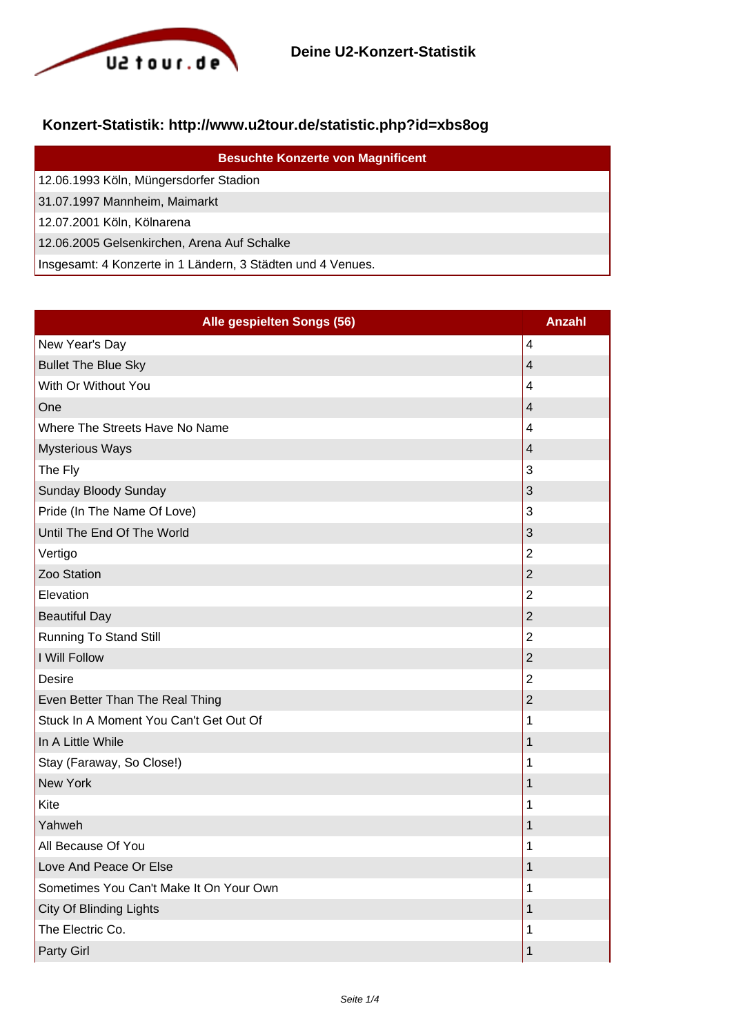Deine U2-Konzert-Statistik

## Konzert-Statistik: http://www.u2tour.de/statistic.php?id=xbs8og

| Besuchte Konzerte von Magnificent |
|---|
| 12.06.1993 Köln, Müngersdorfer Stadion |
| 31.07.1997 Mannheim, Maimarkt |
| 12.07.2001 Köln, Kölnarena |
| 12.06.2005 Gelsenkirchen, Arena Auf Schalke |
| Insgesamt: 4 Konzerte in 1 Ländern, 3 Städten und 4 Venues. |

| Alle gespielten Songs (56) | Anzahl |
|---|---|
| New Year's Day | 4 |
| Bullet The Blue Sky | 4 |
| With Or Without You | 4 |
| One | 4 |
| Where The Streets Have No Name | 4 |
| Mysterious Ways | 4 |
| The Fly | 3 |
| Sunday Bloody Sunday | 3 |
| Pride (In The Name Of Love) | 3 |
| Until The End Of The World | 3 |
| Vertigo | 2 |
| Zoo Station | 2 |
| Elevation | 2 |
| Beautiful Day | 2 |
| Running To Stand Still | 2 |
| I Will Follow | 2 |
| Desire | 2 |
| Even Better Than The Real Thing | 2 |
| Stuck In A Moment You Can't Get Out Of | 1 |
| In A Little While | 1 |
| Stay (Faraway, So Close!) | 1 |
| New York | 1 |
| Kite | 1 |
| Yahweh | 1 |
| All Because Of You | 1 |
| Love And Peace Or Else | 1 |
| Sometimes You Can't Make It On Your Own | 1 |
| City Of Blinding Lights | 1 |
| The Electric Co. | 1 |
| Party Girl | 1 |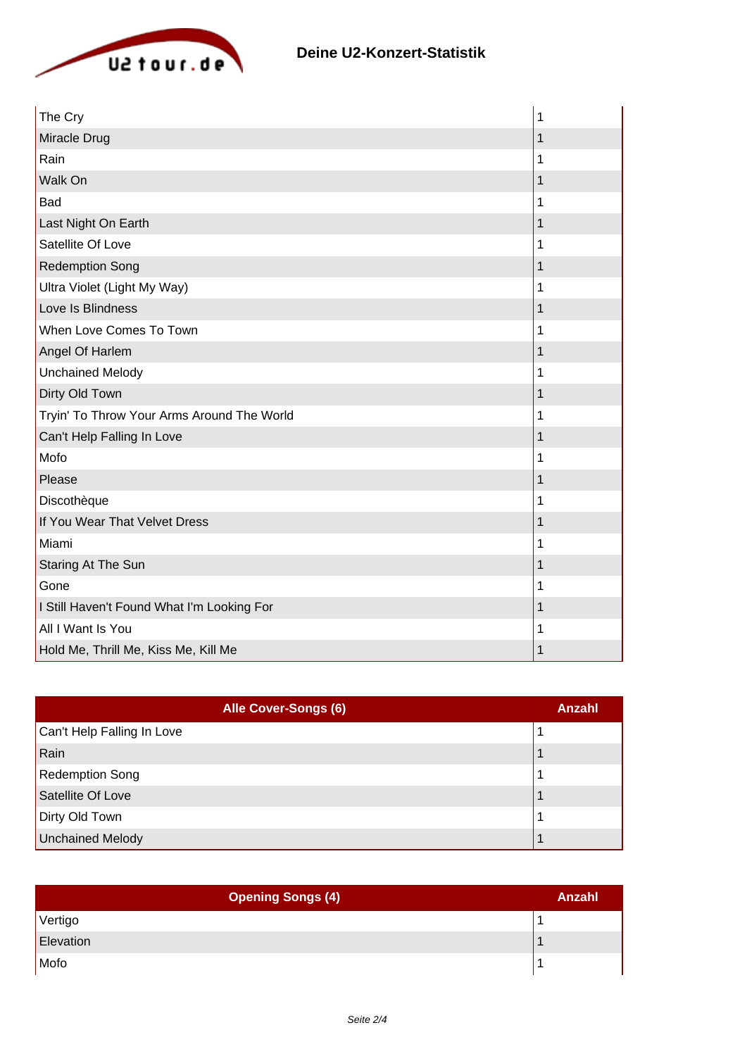## Deine U2-Konzert-Statistik

| | |
|---|---|
| The Cry | 1 |
| Miracle Drug | 1 |
| Rain | 1 |
| Walk On | 1 |
| Bad | 1 |
| Last Night On Earth | 1 |
| Satellite Of Love | 1 |
| Redemption Song | 1 |
| Ultra Violet (Light My Way) | 1 |
| Love Is Blindness | 1 |
| When Love Comes To Town | 1 |
| Angel Of Harlem | 1 |
| Unchained Melody | 1 |
| Dirty Old Town | 1 |
| Tryin' To Throw Your Arms Around The World | 1 |
| Can't Help Falling In Love | 1 |
| Mofo | 1 |
| Please | 1 |
| Discothèque | 1 |
| If You Wear That Velvet Dress | 1 |
| Miami | 1 |
| Staring At The Sun | 1 |
| Gone | 1 |
| I Still Haven't Found What I'm Looking For | 1 |
| All I Want Is You | 1 |
| Hold Me, Thrill Me, Kiss Me, Kill Me | 1 |

| Alle Cover-Songs (6) | Anzahl |
|---|---|
| Can't Help Falling In Love | 1 |
| Rain | 1 |
| Redemption Song | 1 |
| Satellite Of Love | 1 |
| Dirty Old Town | 1 |
| Unchained Melody | 1 |

| Opening Songs (4) | Anzahl |
|---|---|
| Vertigo | 1 |
| Elevation | 1 |
| Mofo | 1 |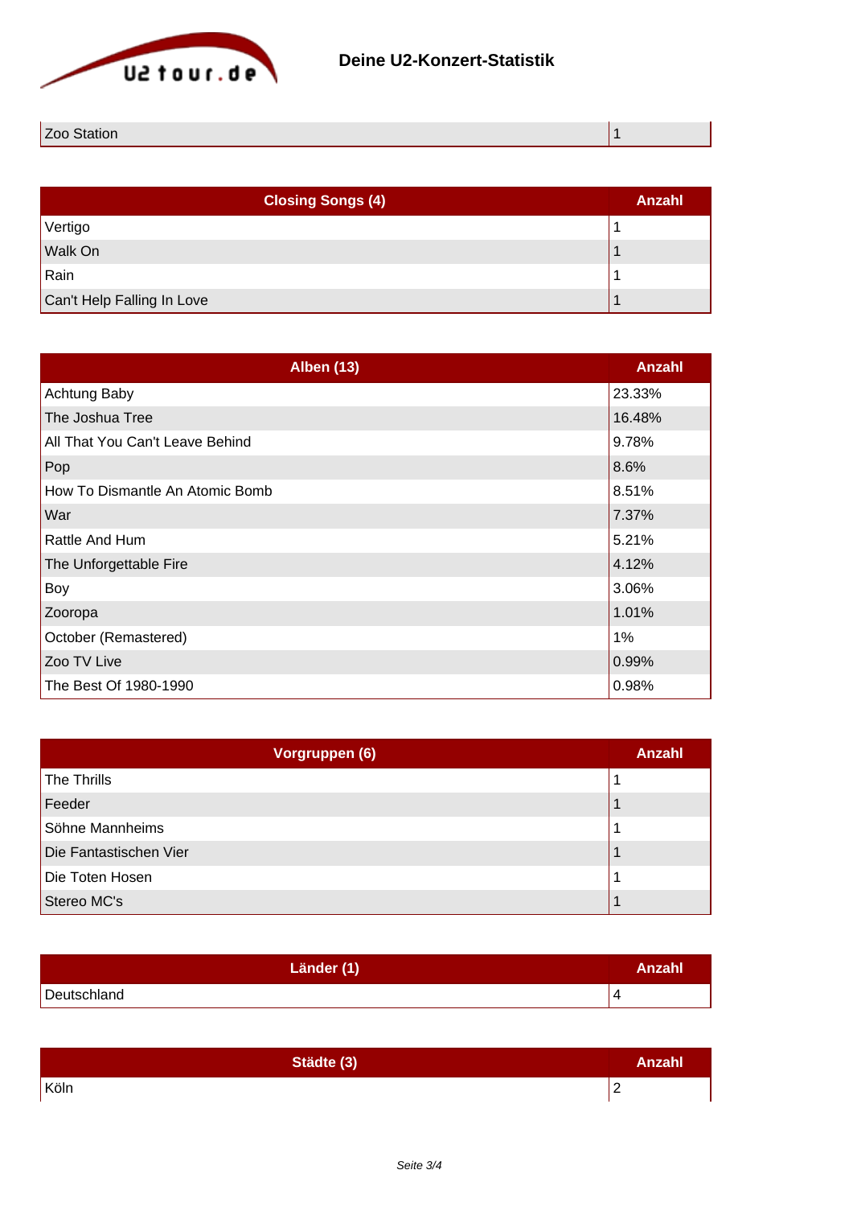| Zoo Station | 1 |
|---|---|

| Closing Songs (4) | Anzahl |
|---|---|
| Vertigo | 1 |
| Walk On | 1 |
| Rain | 1 |
| Can't Help Falling In Love | 1 |

| Alben (13) | Anzahl |
|---|---|
| Achtung Baby | 23.33% |
| The Joshua Tree | 16.48% |
| All That You Can't Leave Behind | 9.78% |
| Pop | 8.6% |
| How To Dismantle An Atomic Bomb | 8.51% |
| War | 7.37% |
| Rattle And Hum | 5.21% |
| The Unforgettable Fire | 4.12% |
| Boy | 3.06% |
| Zooropa | 1.01% |
| October (Remastered) | 1% |
| Zoo TV Live | 0.99% |
| The Best Of 1980-1990 | 0.98% |

| Vorgruppen (6) | Anzahl |
|---|---|
| The Thrills | 1 |
| Feeder | 1 |
| Söhne Mannheims | 1 |
| Die Fantastischen Vier | 1 |
| Die Toten Hosen | 1 |
| Stereo MC's | 1 |

| Länder (1) | Anzahl |
|---|---|
| Deutschland | 4 |

| Städte (3) | Anzahl |
|---|---|
| Köln | 2 |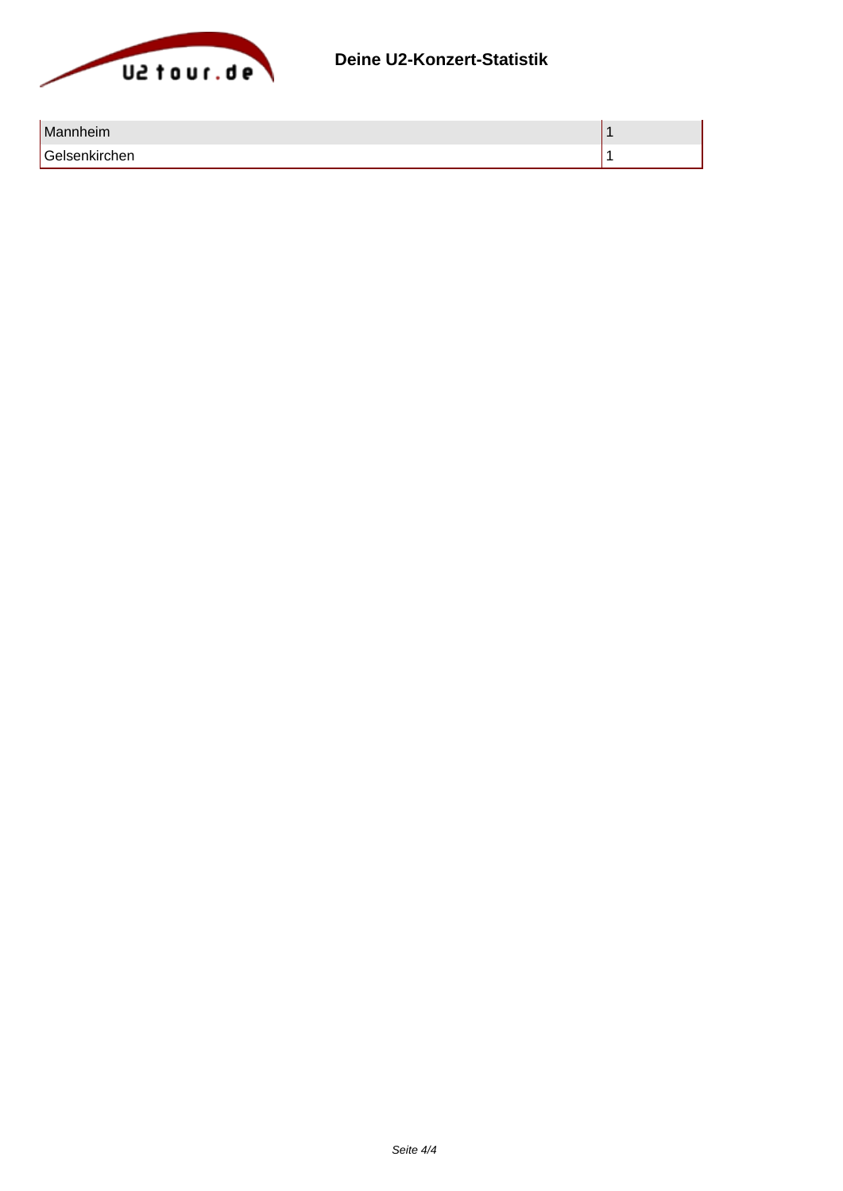## Deine U2-Konzert-Statistik

| | |
|---|---|
| Mannheim | 1 |
| Gelsenkirchen | 1 |